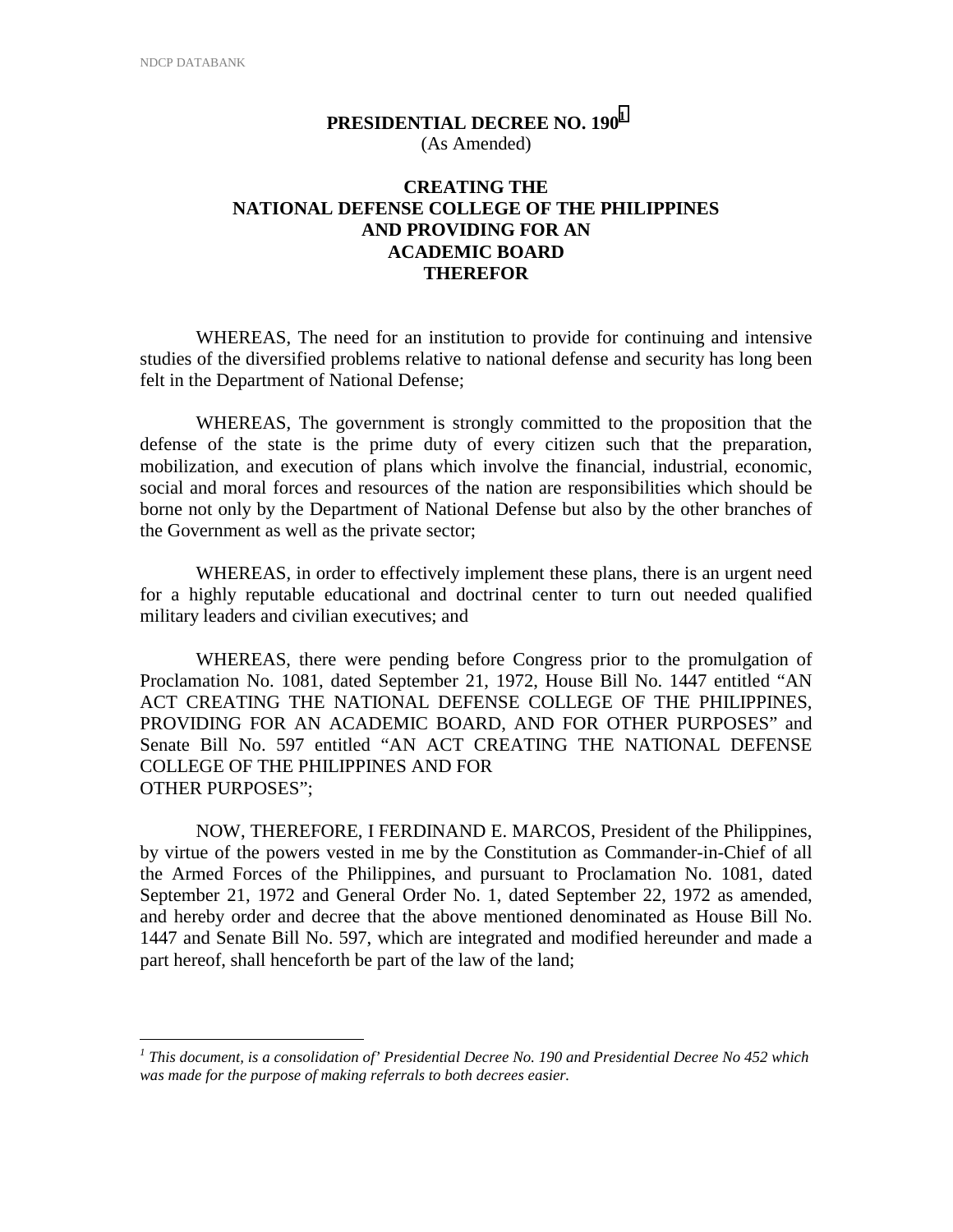# PRESIDENTIAL DECREE NO. 190[1]

(As Amended)

## CREATING THE NATIONAL DEFENSE COLLEGE OF THE PHILIPPINES AND PROVIDING FOR AN ACADEMIC BOARD THEREFOR

WHEREAS, The need for an institution to provide for continuing and intensive studies of the diversified problems relative to national defense and security has long been felt in the Department of National Defense;

WHEREAS, The government is strongly committed to the proposition that the defense of the state is the prime duty of every citizen such that the preparation, mobilization, and execution of plans which involve the financial, industrial, economic, social and moral forces and resources of the nation are responsibilities which should be borne not only by the Department of National Defense but also by the other branches of the Government as well as the private sector;

WHEREAS, in order to effectively implement these plans, there is an urgent need for a highly reputable educational and doctrinal center to turn out needed qualified military leaders and civilian executives; and

WHEREAS, there were pending before Congress prior to the promulgation of Proclamation No. 1081, dated September 21, 1972, House Bill No. 1447 entitled "AN ACT CREATING THE NATIONAL DEFENSE COLLEGE OF THE PHILIPPINES, PROVIDING FOR AN ACADEMIC BOARD, AND FOR OTHER PURPOSES" and Senate Bill No. 597 entitled "AN ACT CREATING THE NATIONAL DEFENSE COLLEGE OF THE PHILIPPINES AND FOR OTHER PURPOSES";

NOW, THEREFORE, I FERDINAND E. MARCOS, President of the Philippines, by virtue of the powers vested in me by the Constitution as Commander-in-Chief of all the Armed Forces of the Philippines, and pursuant to Proclamation No. 1081, dated September 21, 1972 and General Order No. 1, dated September 22, 1972 as amended, and hereby order and decree that the above mentioned denominated as House Bill No. 1447 and Senate Bill No. 597, which are integrated and modified hereunder and made a part hereof, shall henceforth be part of the law of the land;

---

[1] *This document, is a consolidation of' Presidential Decree No. 190 and Presidential Decree No 452 which was made for the purpose of making referrals to both decrees easier.*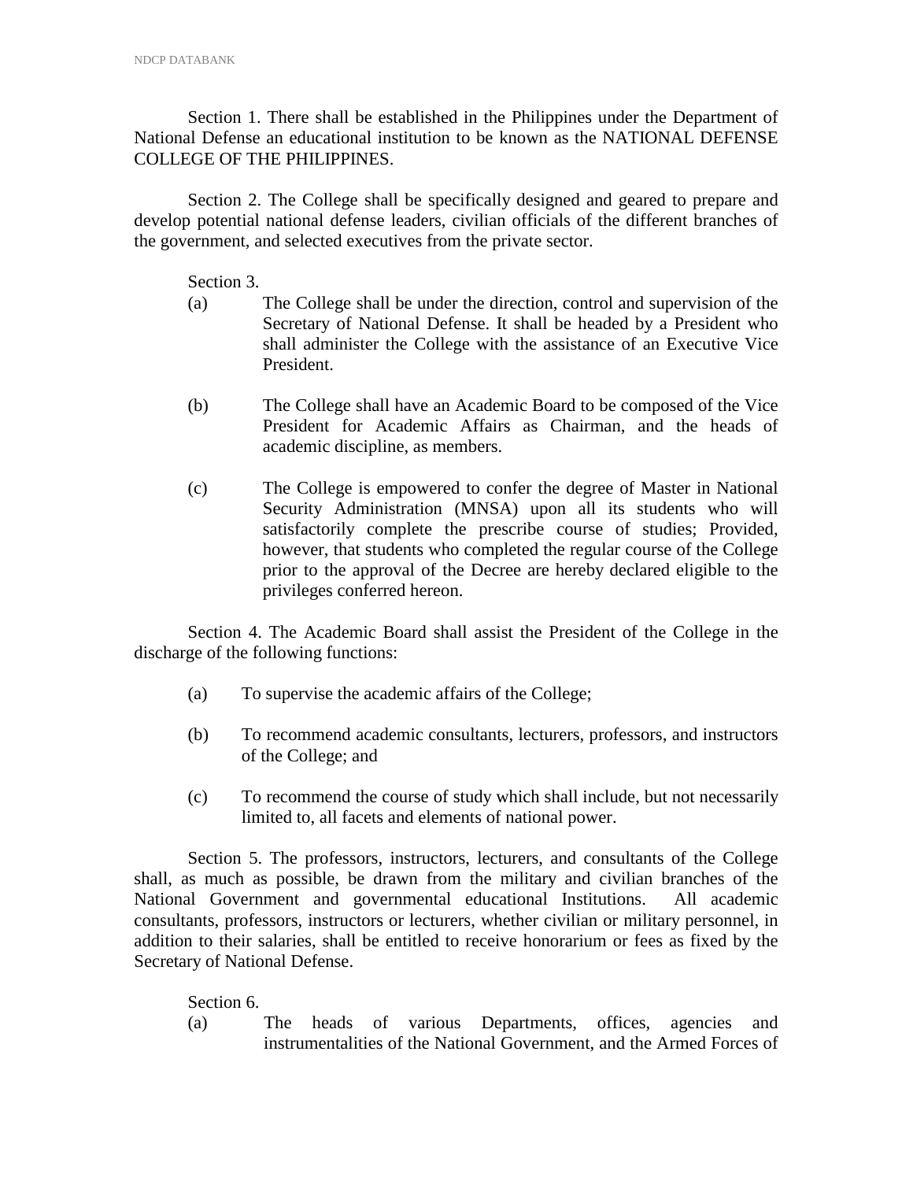Section 1. There shall be established in the Philippines under the Department of National Defense an educational institution to be known as the NATIONAL DEFENSE COLLEGE OF THE PHILIPPINES.

Section 2. The College shall be specifically designed and geared to prepare and develop potential national defense leaders, civilian officials of the different branches of the government, and selected executives from the private sector.

Section 3.

(a) The College shall be under the direction, control and supervision of the Secretary of National Defense. It shall be headed by a President who shall administer the College with the assistance of an Executive Vice President.

(b) The College shall have an Academic Board to be composed of the Vice President for Academic Affairs as Chairman, and the heads of academic discipline, as members.

(c) The College is empowered to confer the degree of Master in National Security Administration (MNSA) upon all its students who will satisfactorily complete the prescribe course of studies; Provided, however, that students who completed the regular course of the College prior to the approval of the Decree are hereby declared eligible to the privileges conferred hereon.

Section 4. The Academic Board shall assist the President of the College in the discharge of the following functions:

(a) To supervise the academic affairs of the College;

(b) To recommend academic consultants, lecturers, professors, and instructors of the College; and

(c) To recommend the course of study which shall include, but not necessarily limited to, all facets and elements of national power.

Section 5. The professors, instructors, lecturers, and consultants of the College shall, as much as possible, be drawn from the military and civilian branches of the National Government and governmental educational Institutions. All academic consultants, professors, instructors or lecturers, whether civilian or military personnel, in addition to their salaries, shall be entitled to receive honorarium or fees as fixed by the Secretary of National Defense.

Section 6.

(a) The heads of various Departments, offices, agencies and instrumentalities of the National Government, and the Armed Forces of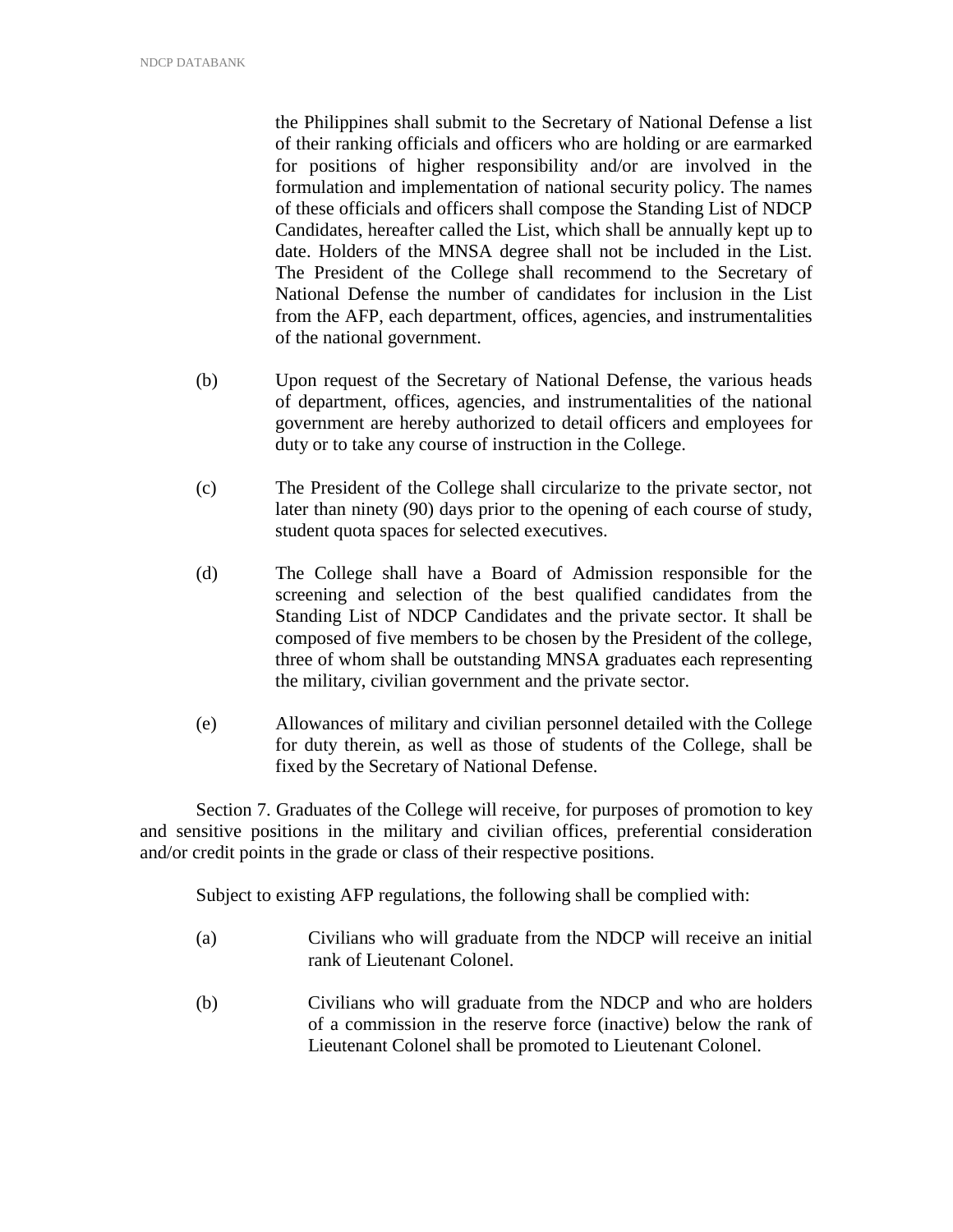the Philippines shall submit to the Secretary of National Defense a list of their ranking officials and officers who are holding or are earmarked for positions of higher responsibility and/or are involved in the formulation and implementation of national security policy. The names of these officials and officers shall compose the Standing List of NDCP Candidates, hereafter called the List, which shall be annually kept up to date. Holders of the MNSA degree shall not be included in the List. The President of the College shall recommend to the Secretary of National Defense the number of candidates for inclusion in the List from the AFP, each department, offices, agencies, and instrumentalities of the national government.

(b) Upon request of the Secretary of National Defense, the various heads of department, offices, agencies, and instrumentalities of the national government are hereby authorized to detail officers and employees for duty or to take any course of instruction in the College.

(c) The President of the College shall circularize to the private sector, not later than ninety (90) days prior to the opening of each course of study, student quota spaces for selected executives.

(d) The College shall have a Board of Admission responsible for the screening and selection of the best qualified candidates from the Standing List of NDCP Candidates and the private sector. It shall be composed of five members to be chosen by the President of the college, three of whom shall be outstanding MNSA graduates each representing the military, civilian government and the private sector.

(e) Allowances of military and civilian personnel detailed with the College for duty therein, as well as those of students of the College, shall be fixed by the Secretary of National Defense.

Section 7. Graduates of the College will receive, for purposes of promotion to key and sensitive positions in the military and civilian offices, preferential consideration and/or credit points in the grade or class of their respective positions.

Subject to existing AFP regulations, the following shall be complied with:

(a) Civilians who will graduate from the NDCP will receive an initial rank of Lieutenant Colonel.

(b) Civilians who will graduate from the NDCP and who are holders of a commission in the reserve force (inactive) below the rank of Lieutenant Colonel shall be promoted to Lieutenant Colonel.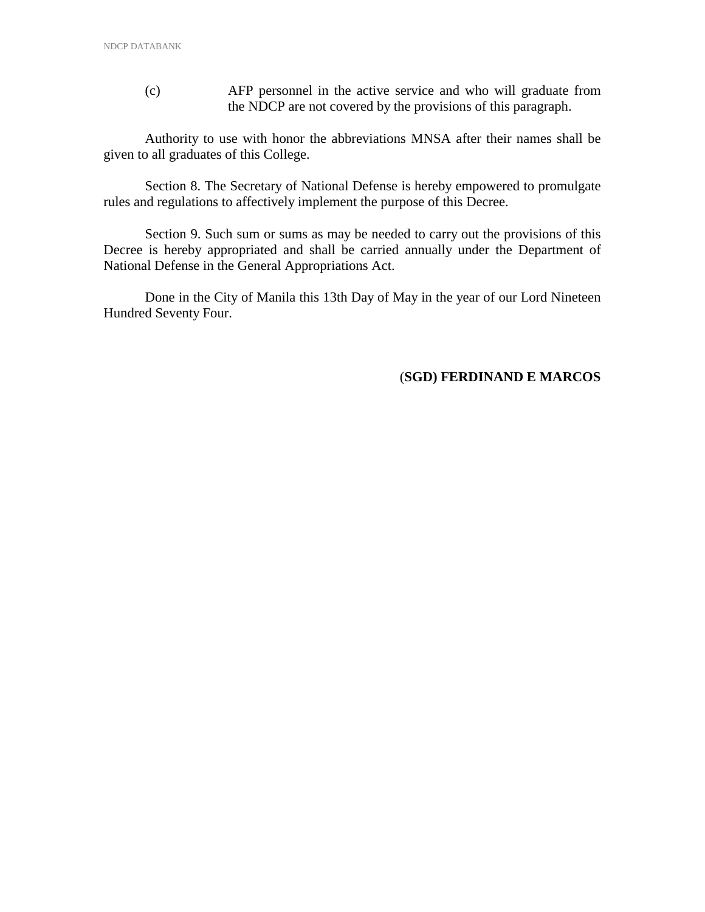(c) AFP personnel in the active service and who will graduate from the NDCP are not covered by the provisions of this paragraph.

Authority to use with honor the abbreviations MNSA after their names shall be given to all graduates of this College.

Section 8. The Secretary of National Defense is hereby empowered to promulgate rules and regulations to affectively implement the purpose of this Decree.

Section 9. Such sum or sums as may be needed to carry out the provisions of this Decree is hereby appropriated and shall be carried annually under the Department of National Defense in the General Appropriations Act.

Done in the City of Manila this 13th Day of May in the year of our Lord Nineteen Hundred Seventy Four.

(**SGD) FERDINAND E MARCOS**